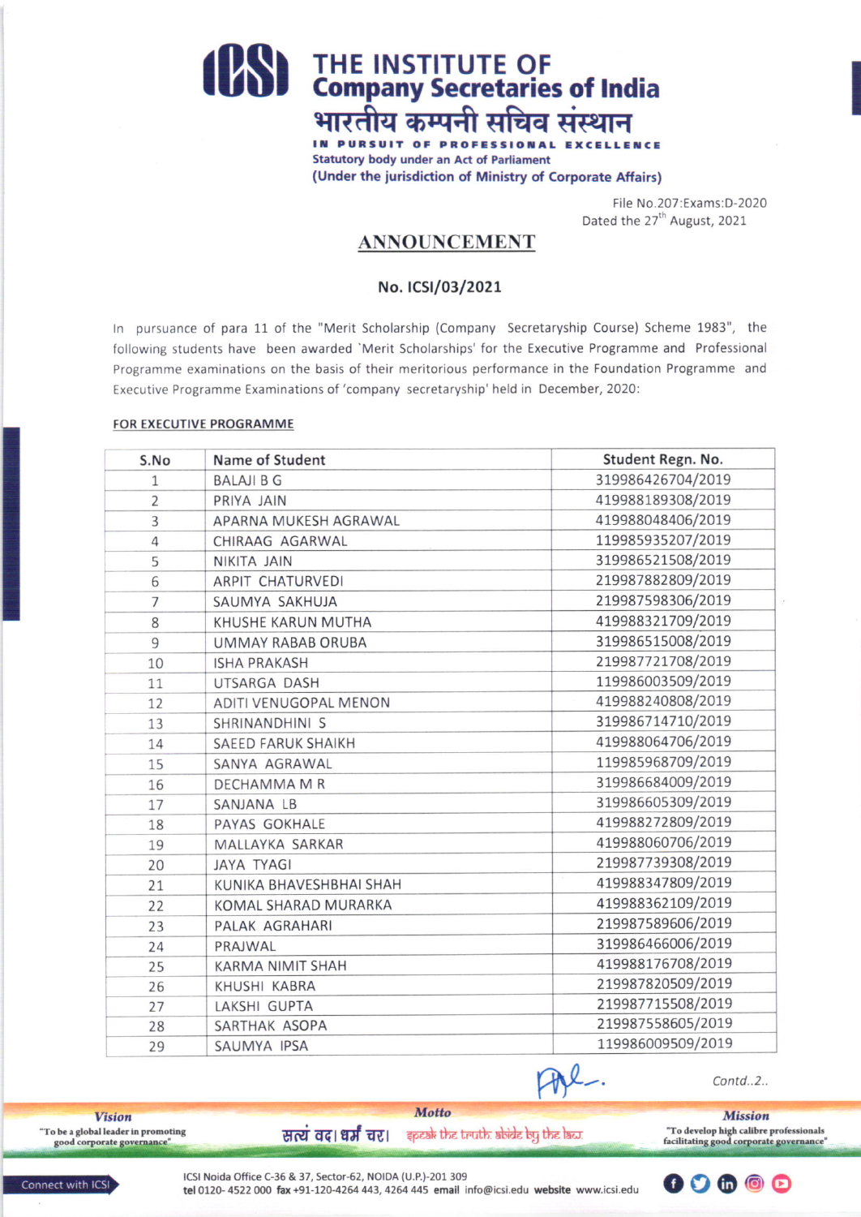# THE INSTITUTE OF Company Secretaries of India

भारतीय कम्पनी सचिव संस्थान

IN PURSUIT OF PROFESSIONAL EXCELLENCE

Statutory body under an Act of Parliament

(Under the jurisdiction of Ministry of Corporate Affairs)

File No.207:Exams:D-2020
Dated the 27th August, 2021

## ANNOUNCEMENT

### No. ICSI/03/2021

In pursuance of para 11 of the "Merit Scholarship (Company Secretaryship Course) Scheme 1983", the following students have been awarded 'Merit Scholarships' for the Executive Programme and Professional Programme examinations on the basis of their meritorious performance in the Foundation Programme and Executive Programme Examinations of 'company secretaryship' held in December, 2020:

**FOR EXECUTIVE PROGRAMME**

| S.No | Name of Student | Student Regn. No. |
|---|---|---|
| 1 | BALAJI B G | 319986426704/2019 |
| 2 | PRIYA JAIN | 419988189308/2019 |
| 3 | APARNA MUKESH AGRAWAL | 419988048406/2019 |
| 4 | CHIRAAG AGARWAL | 119985935207/2019 |
| 5 | NIKITA JAIN | 319986521508/2019 |
| 6 | ARPIT CHATURVEDI | 219987882809/2019 |
| 7 | SAUMYA SAKHUJA | 219987598306/2019 |
| 8 | KHUSHE KARUN MUTHA | 419988321709/2019 |
| 9 | UMMAY RABAB ORUBA | 319986515008/2019 |
| 10 | ISHA PRAKASH | 219987721708/2019 |
| 11 | UTSARGA DASH | 119986003509/2019 |
| 12 | ADITI VENUGOPAL MENON | 419988240808/2019 |
| 13 | SHRINANDHINI S | 319986714710/2019 |
| 14 | SAEED FARUK SHAIKH | 419988064706/2019 |
| 15 | SANYA AGRAWAL | 119985968709/2019 |
| 16 | DECHAMMA M R | 319986684009/2019 |
| 17 | SANJANA LB | 319986605309/2019 |
| 18 | PAYAS GOKHALE | 419988272809/2019 |
| 19 | MALLAYKA SARKAR | 419988060706/2019 |
| 20 | JAYA TYAGI | 219987739308/2019 |
| 21 | KUNIKA BHAVESHBHAI SHAH | 419988347809/2019 |
| 22 | KOMAL SHARAD MURARKA | 419988362109/2019 |
| 23 | PALAK AGRAHARI | 219987589606/2019 |
| 24 | PRAJWAL | 319986466006/2019 |
| 25 | KARMA NIMIT SHAH | 419988176708/2019 |
| 26 | KHUSHI KABRA | 219987820509/2019 |
| 27 | LAKSHI GUPTA | 219987715508/2019 |
| 28 | SARTHAK ASOPA | 219987558605/2019 |
| 29 | SAUMYA IPSA | 119986009509/2019 |

Contd..2..

**Vision**: "To be a global leader in promoting good corporate governance"

**Motto**: सत्यं वद। धर्मं चर। speak the truth. abide by the law.

**Mission**: "To develop high calibre professionals facilitating good corporate governance"

Connect with ICSI

ICSI Noida Office C-36 & 37, Sector-62, NOIDA (U.P.)-201 309
tel 0120- 4522 000 fax +91-120-4264 443, 4264 445 email info@icsi.edu website www.icsi.edu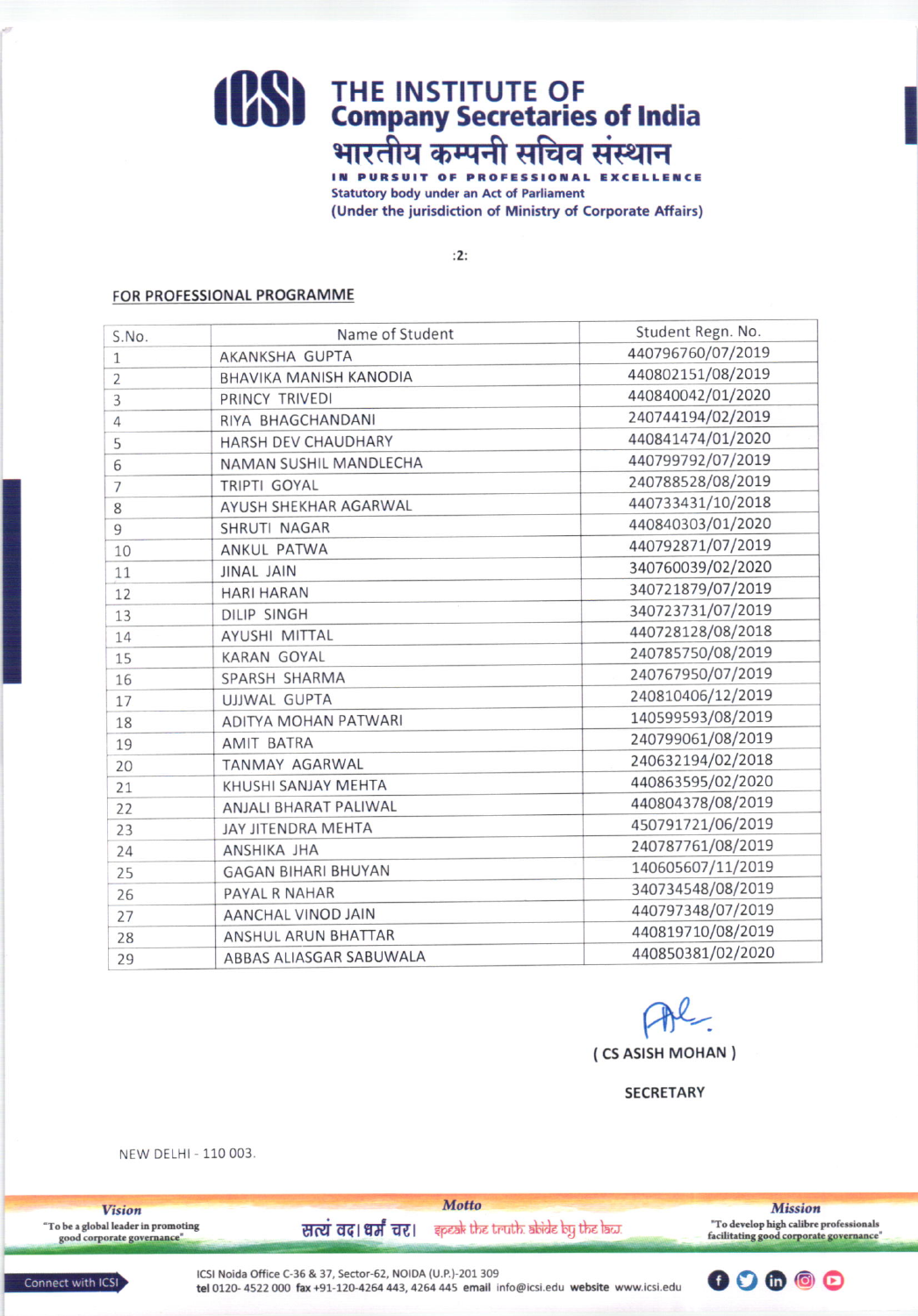# THE INSTITUTE OF Company Secretaries of India

भारतीय कम्पनी सचिव संस्थान

IN PURSUIT OF PROFESSIONAL EXCELLENCE

Statutory body under an Act of Parliament

(Under the jurisdiction of Ministry of Corporate Affairs)

:2:

## FOR PROFESSIONAL PROGRAMME

| S.No. | Name of Student | Student Regn. No. |
|---|---|---|
| 1 | AKANKSHA GUPTA | 440796760/07/2019 |
| 2 | BHAVIKA MANISH KANODIA | 440802151/08/2019 |
| 3 | PRINCY TRIVEDI | 440840042/01/2020 |
| 4 | RIYA BHAGCHANDANI | 240744194/02/2019 |
| 5 | HARSH DEV CHAUDHARY | 440841474/01/2020 |
| 6 | NAMAN SUSHIL MANDLECHA | 440799792/07/2019 |
| 7 | TRIPTI GOYAL | 240788528/08/2019 |
| 8 | AYUSH SHEKHAR AGARWAL | 440733431/10/2018 |
| 9 | SHRUTI NAGAR | 440840303/01/2020 |
| 10 | ANKUL PATWA | 440792871/07/2019 |
| 11 | JINAL JAIN | 340760039/02/2020 |
| 12 | HARI HARAN | 340721879/07/2019 |
| 13 | DILIP SINGH | 340723731/07/2019 |
| 14 | AYUSHI MITTAL | 440728128/08/2018 |
| 15 | KARAN GOYAL | 240785750/08/2019 |
| 16 | SPARSH SHARMA | 240767950/07/2019 |
| 17 | UJJWAL GUPTA | 240810406/12/2019 |
| 18 | ADITYA MOHAN PATWARI | 140599593/08/2019 |
| 19 | AMIT BATRA | 240799061/08/2019 |
| 20 | TANMAY AGARWAL | 240632194/02/2018 |
| 21 | KHUSHI SANJAY MEHTA | 440863595/02/2020 |
| 22 | ANJALI BHARAT PALIWAL | 440804378/08/2019 |
| 23 | JAY JITENDRA MEHTA | 450791721/06/2019 |
| 24 | ANSHIKA JHA | 240787761/08/2019 |
| 25 | GAGAN BIHARI BHUYAN | 140605607/11/2019 |
| 26 | PAYAL R NAHAR | 340734548/08/2019 |
| 27 | AANCHAL VINOD JAIN | 440797348/07/2019 |
| 28 | ANSHUL ARUN BHATTAR | 440819710/08/2019 |
| 29 | ABBAS ALIASGAR SABUWALA | 440850381/02/2020 |

( CS ASISH MOHAN )

SECRETARY

NEW DELHI - 110 003.

**Vision**
"To be a global leader in promoting good corporate governance"

**Motto**
सत्यं वद। धर्मं चर। speak the truth. abide by the law.

**Mission**
"To develop high calibre professionals facilitating good corporate governance"

Connect with ICSI

ICSI Noida Office C-36 & 37, Sector-62, NOIDA (U.P.)-201 309
**tel** 0120- 4522 000 **fax** +91-120-4264 443, 4264 445 **email** info@icsi.edu **website** www.icsi.edu